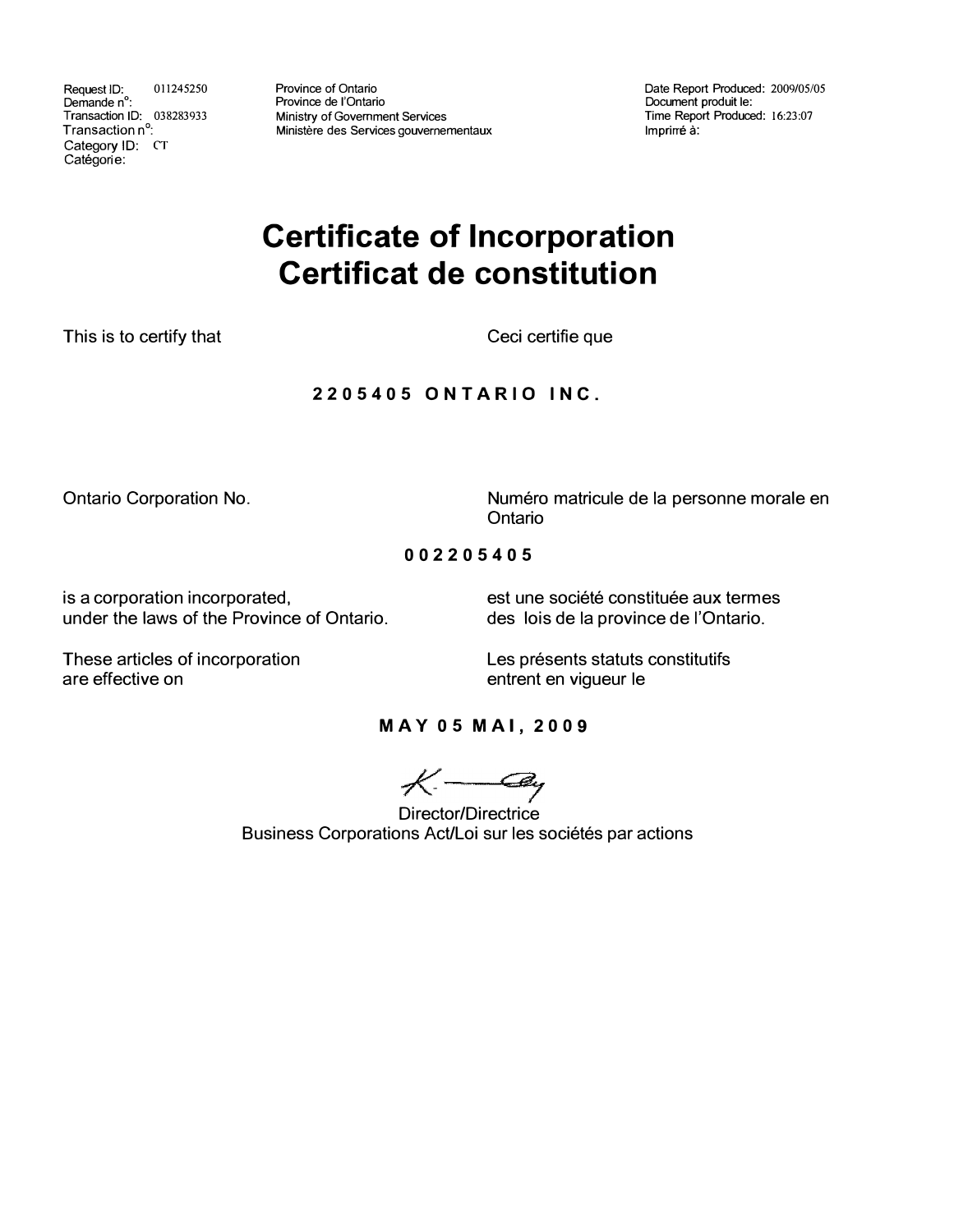Request ID: 011245250
Demande n°:
Transaction ID: 038283933
Transaction n°:
Category ID: CT
Catégorie:

Province of Ontario
Province de l'Ontario
Ministry of Government Services
Ministère des Services gouvernementaux

Date Report Produced: 2009/05/05
Document produit le:
Time Report Produced: 16:23:07
Imprimé à:

# Certificate of Incorporation
# Certificat de constitution

This is to certify that

Ceci certifie que

**2205405 ONTARIO INC.**

Ontario Corporation No.

Numéro matricule de la personne morale en Ontario

**002205405**

is a corporation incorporated, under the laws of the Province of Ontario.

est une société constituée aux termes des lois de la province de l'Ontario.

These articles of incorporation are effective on

Les présents statuts constitutifs entrent en vigueur le

**MAY 05 MAI, 2009**

Director/Directrice
Business Corporations Act/Loi sur les sociétés par actions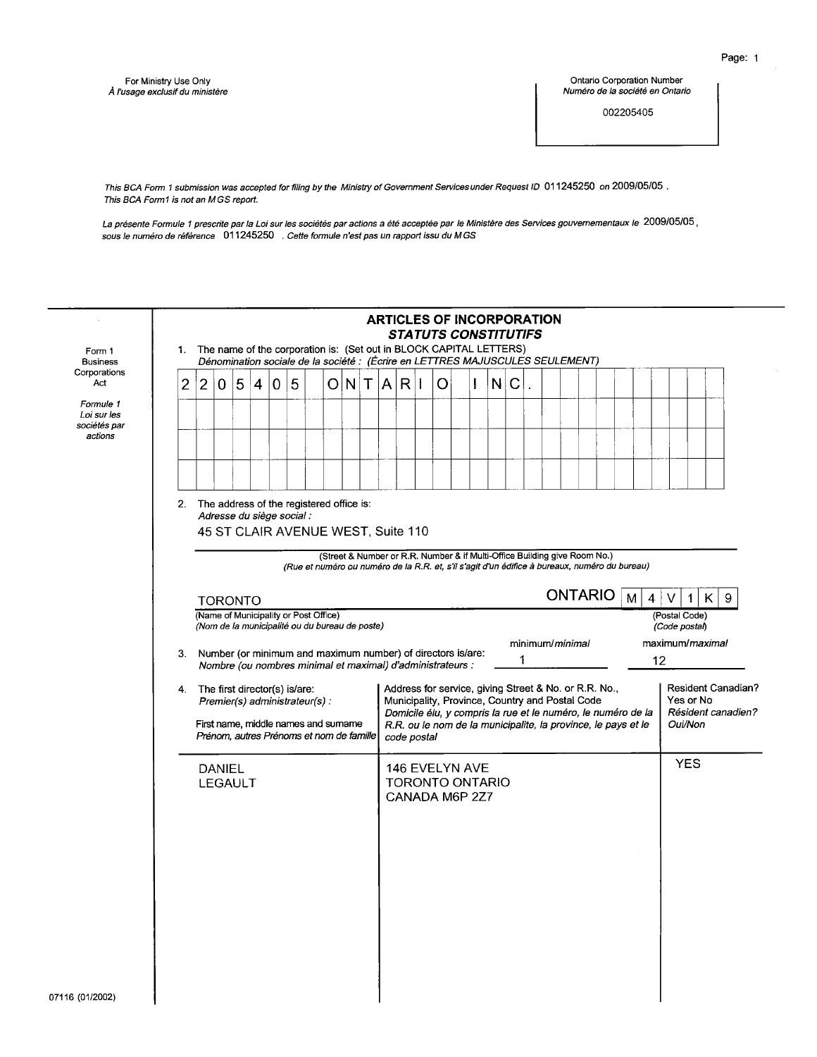For Ministry Use Only
*À l'usage exclusif du ministère*

Ontario Corporation Number
*Numéro de la société en Ontario*

002205405

*This BCA Form 1 submission was accepted for filing by the Ministry of Government Services under Request ID* 011245250 *on* 2009/05/05 *.*
*This BCA Form1 is not an MGS report.*

*La présente Formule 1 prescrite par la Loi sur les sociétés par actions a été acceptée par le Ministère des Services gouvernementaux le* 2009/05/05 *,*
*sous le numéro de référence* 011245250 *. Cette formule n'est pas un rapport issu du MGS*

Form 1
Business Corporations Act

*Formule 1*
*Loi sur les sociétés par actions*

# ARTICLES OF INCORPORATION
## *STATUTS CONSTITUTIFS*

1. The name of the corporation is: (Set out in BLOCK CAPITAL LETTERS)
   *Dénomination sociale de la société : (Écrire en LETTRES MAJUSCULES SEULEMENT)*

   2205405 ONTARIO INC.

2. The address of the registered office is:
   *Adresse du siège social :*

   45 ST CLAIR AVENUE WEST, Suite 110

   (Street & Number or R.R. Number & if Multi-Office Building give Room No.)
   *(Rue et numéro ou numéro de la R.R. et, s'il s'agit d'un édifice à bureaux, numéro du bureau)*

   TORONTO ONTARIO M4V1K9

   (Name of Municipality or Post Office)
   *(Nom de la municipalité ou du bureau de poste)*

   (Postal Code)
   *(Code postal)*

3. Number (or minimum and maximum number) of directors is/are:
   *Nombre (ou nombres minimal et maximal) d'administrateurs :*

   minimum/*minimal*: 1
   maximum/*maximal*: 12

4. The first director(s) is/are:
   *Premier(s) administrateur(s) :*

| First name, middle names and surname<br>*Prénom, autres Prénoms et nom de famille* | Address for service, giving Street & No. or R.R. No., Municipality, Province, Country and Postal Code<br>*Domicile élu, y compris la rue et le numéro, le numéro de la R.R. ou le nom de la municipalite, la province, le pays et le code postal* | Resident Canadian? Yes or No<br>*Résident canadien? Oui/Non* |
|---|---|---|
| DANIEL LEGAULT | 146 EVELYN AVE TORONTO ONTARIO CANADA M6P 2Z7 | YES |

07116 (01/2002)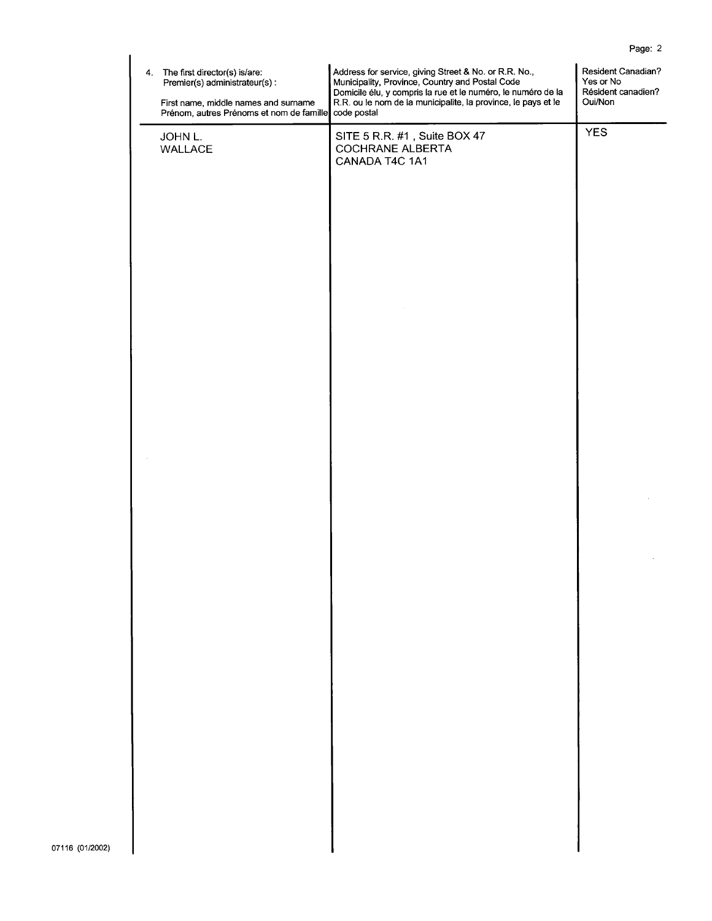| 4. The first director(s) is/are: Premier(s) administrateur(s) : First name, middle names and surname Prénom, autres Prénoms et nom de famille | Address for service, giving Street & No. or R.R. No., Municipality, Province, Country and Postal Code Domicile élu, y compris la rue et le numéro, le numéro de la R.R. ou le nom de la municipalite, la province, le pays et le code postal | Resident Canadian? Yes or No Résident canadien? Oui/Non |
|---|---|---|
| JOHN L. WALLACE | SITE 5 R.R. #1 , Suite BOX 47 COCHRANE ALBERTA CANADA T4C 1A1 | YES |

07116 (01/2002)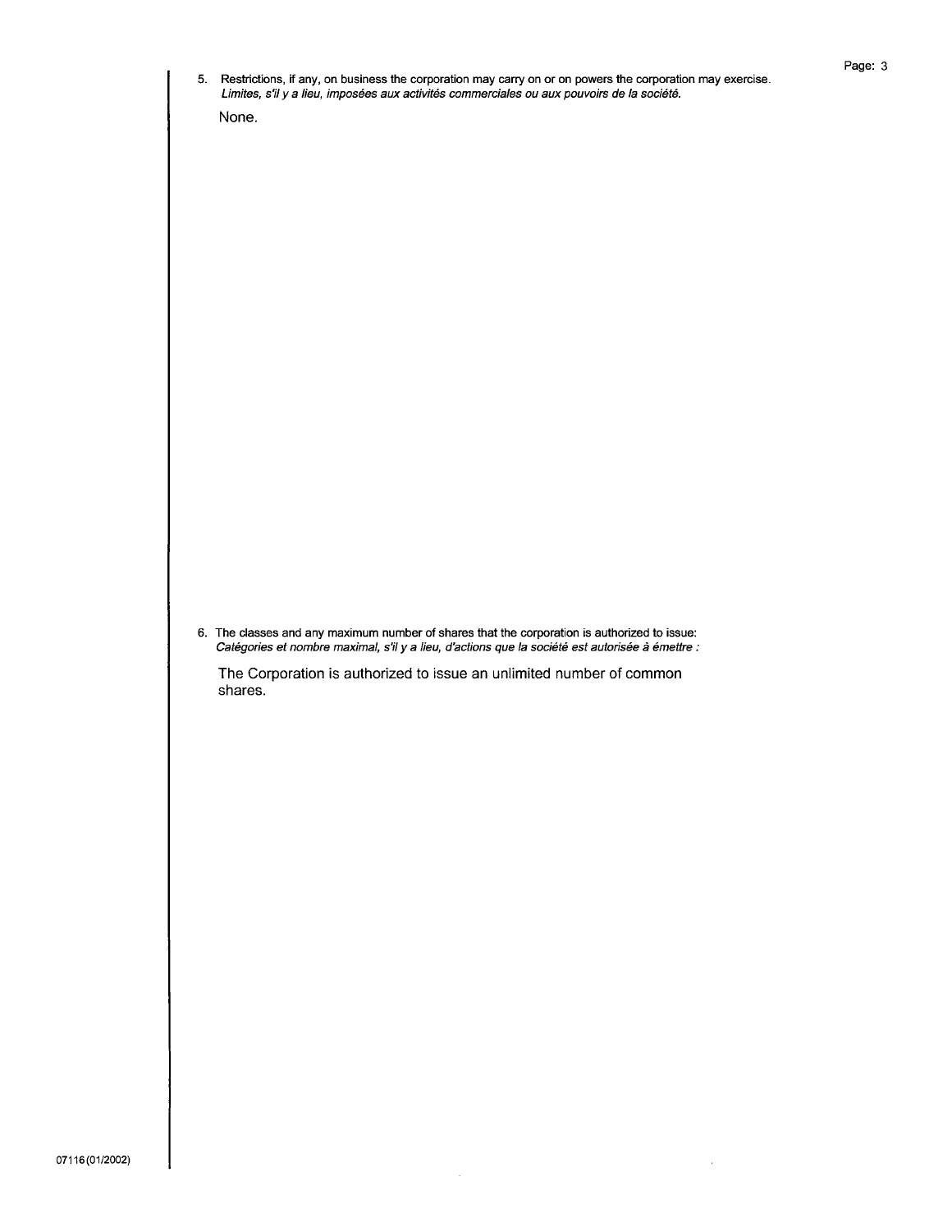5. Restrictions, if any, on business the corporation may carry on or on powers the corporation may exercise.
*Limites, s'il y a lieu, imposées aux activités commerciales ou aux pouvoirs de la société.*

None.

6. The classes and any maximum number of shares that the corporation is authorized to issue:
*Catégories et nombre maximal, s'il y a lieu, d'actions que la société est autorisée à émettre :*

The Corporation is authorized to issue an unlimited number of common shares.

07116 (01/2002)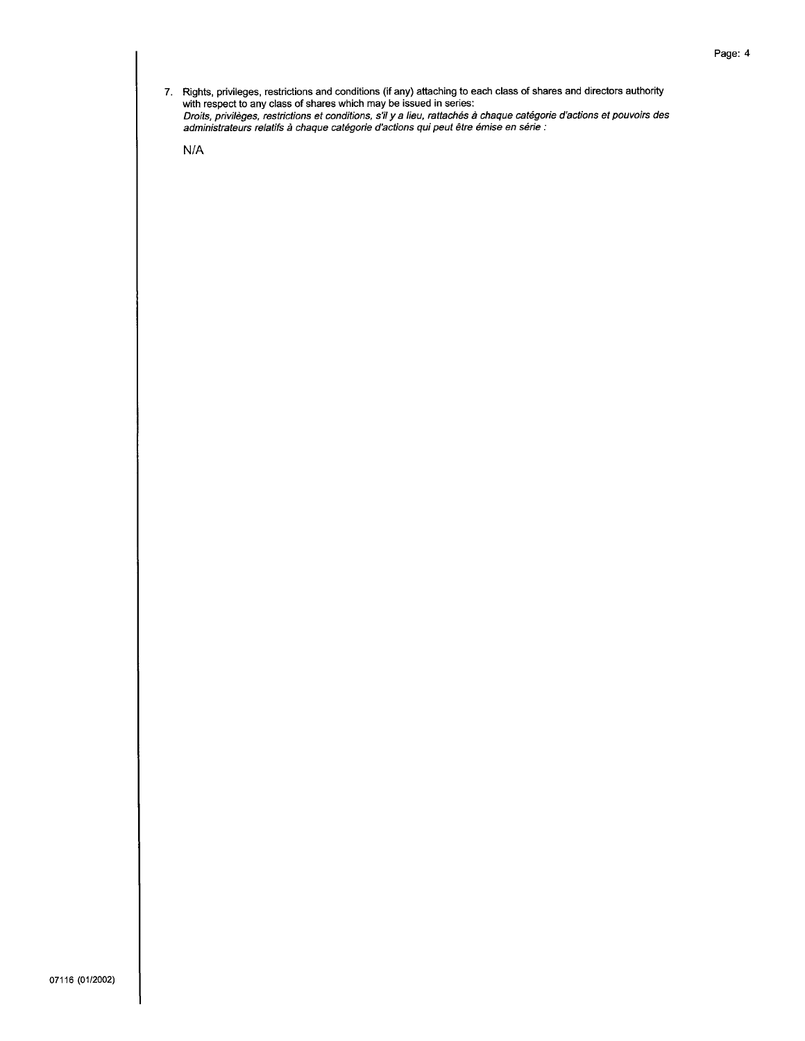7. Rights, privileges, restrictions and conditions (if any) attaching to each class of shares and directors authority with respect to any class of shares which may be issued in series:
   *Droits, privilèges, restrictions et conditions, s'il y a lieu, rattachés à chaque catégorie d'actions et pouvoirs des administrateurs relatifs à chaque catégorie d'actions qui peut être émise en série :*

   N/A

07116 (01/2002)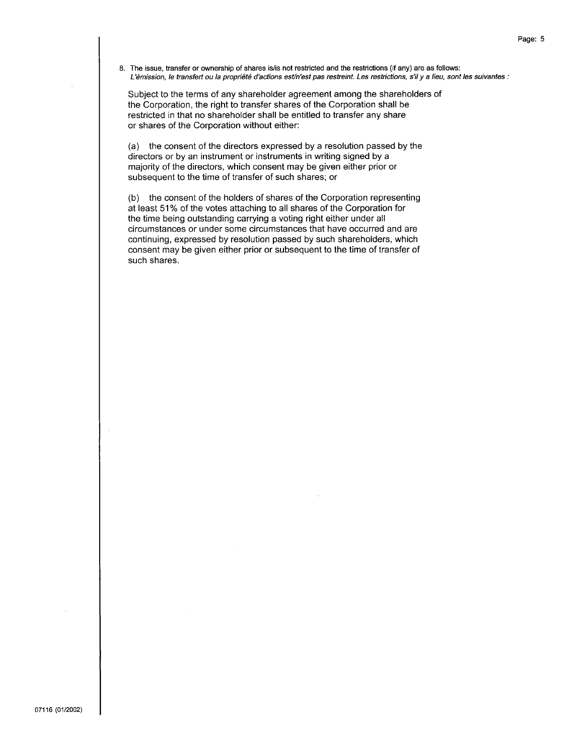8. The issue, transfer or ownership of shares is/is not restricted and the restrictions (if any) are as follows:
*L'émission, le transfert ou la propriété d'actions est/n'est pas restreint. Les restrictions, s'il y a lieu, sont les suivantes :*

Subject to the terms of any shareholder agreement among the shareholders of the Corporation, the right to transfer shares of the Corporation shall be restricted in that no shareholder shall be entitled to transfer any share or shares of the Corporation without either:

(a) the consent of the directors expressed by a resolution passed by the directors or by an instrument or instruments in writing signed by a majority of the directors, which consent may be given either prior or subsequent to the time of transfer of such shares; or

(b) the consent of the holders of shares of the Corporation representing at least 51% of the votes attaching to all shares of the Corporation for the time being outstanding carrying a voting right either under all circumstances or under some circumstances that have occurred and are continuing, expressed by resolution passed by such shareholders, which consent may be given either prior or subsequent to the time of transfer of such shares.

07116 (01/2002)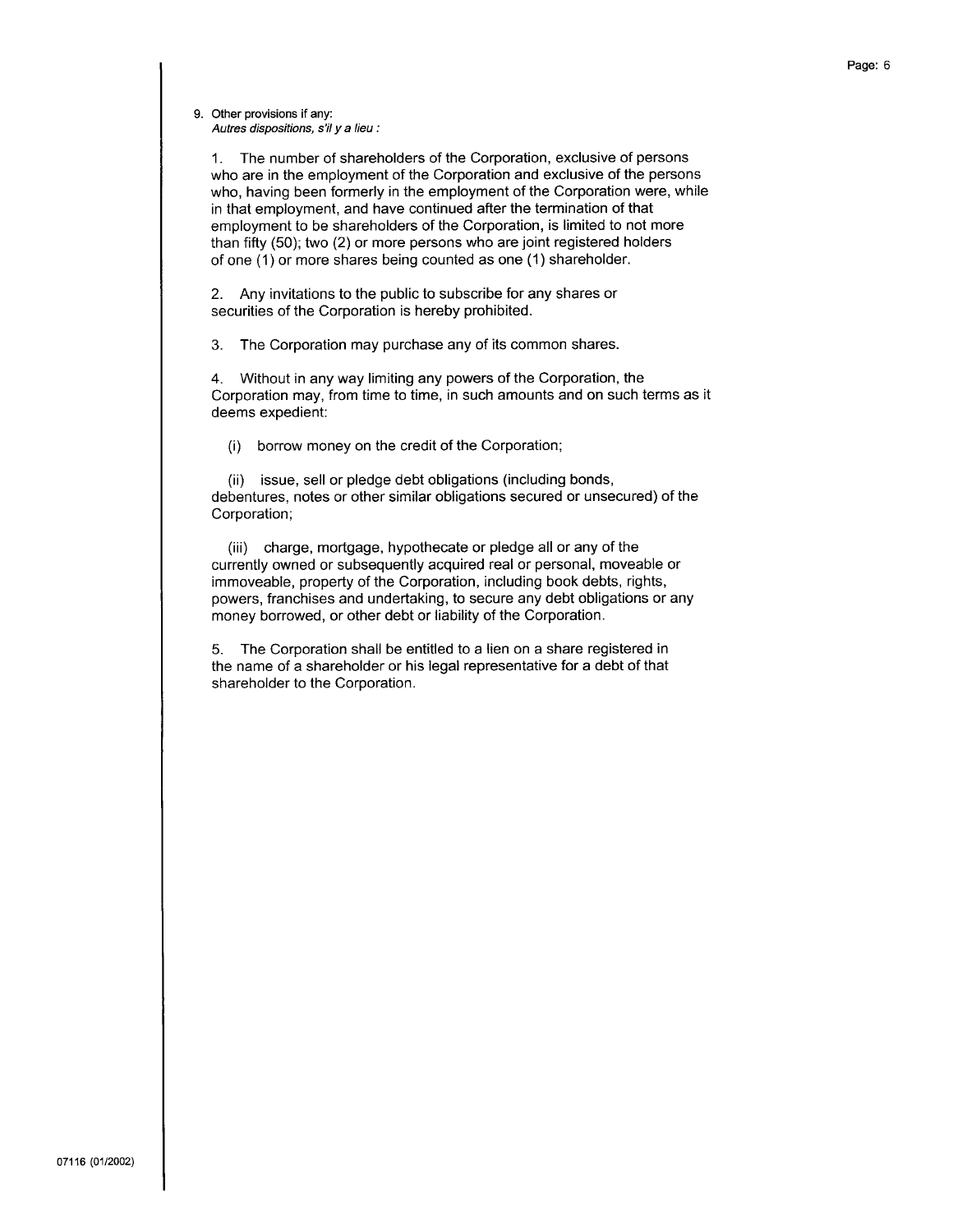9. Other provisions if any:
*Autres dispositions, s'il y a lieu :*

1. The number of shareholders of the Corporation, exclusive of persons who are in the employment of the Corporation and exclusive of the persons who, having been formerly in the employment of the Corporation were, while in that employment, and have continued after the termination of that employment to be shareholders of the Corporation, is limited to not more than fifty (50); two (2) or more persons who are joint registered holders of one (1) or more shares being counted as one (1) shareholder.

2. Any invitations to the public to subscribe for any shares or securities of the Corporation is hereby prohibited.

3. The Corporation may purchase any of its common shares.

4. Without in any way limiting any powers of the Corporation, the Corporation may, from time to time, in such amounts and on such terms as it deems expedient:

   (i) borrow money on the credit of the Corporation;

   (ii) issue, sell or pledge debt obligations (including bonds, debentures, notes or other similar obligations secured or unsecured) of the Corporation;

   (iii) charge, mortgage, hypothecate or pledge all or any of the currently owned or subsequently acquired real or personal, moveable or immoveable, property of the Corporation, including book debts, rights, powers, franchises and undertaking, to secure any debt obligations or any money borrowed, or other debt or liability of the Corporation.

5. The Corporation shall be entitled to a lien on a share registered in the name of a shareholder or his legal representative for a debt of that shareholder to the Corporation.

07116 (01/2002)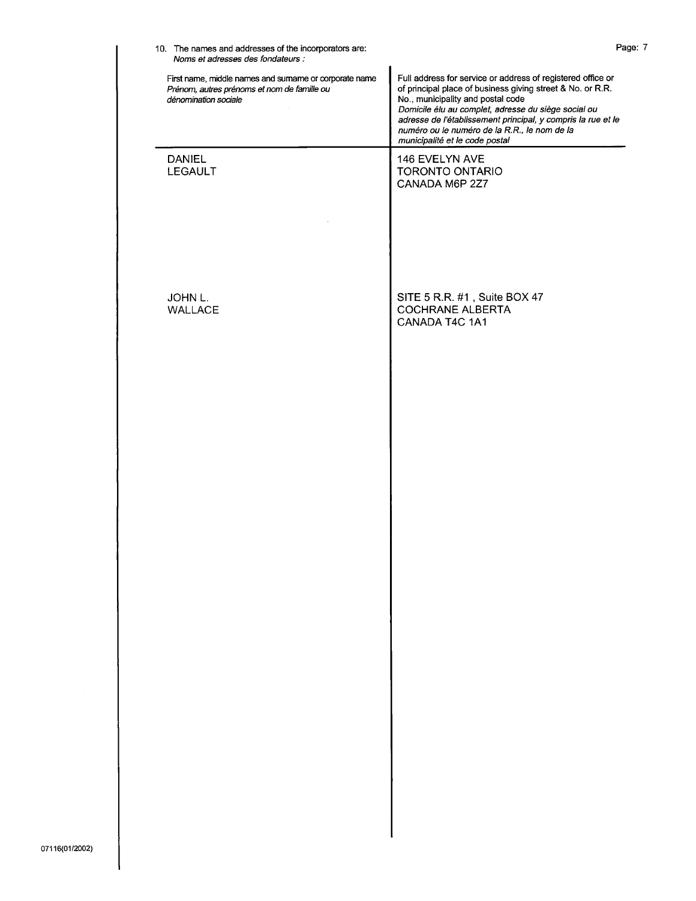10. The names and addresses of the incorporators are:
*Noms et adresses des fondateurs :*

| First name, middle names and surname or corporate name<br>*Prénom, autres prénoms et nom de famille ou dénomination sociale* | Full address for service or address of registered office or of principal place of business giving street & No. or R.R. No., municipality and postal code<br>*Domicile élu au complet, adresse du siège social ou adresse de l'établissement principal, y compris la rue et le numéro ou le numéro de la R.R., le nom de la municipalité et le code postal* |
| --- | --- |
| DANIEL<br>LEGAULT | 146 EVELYN AVE<br>TORONTO ONTARIO<br>CANADA M6P 2Z7 |
| JOHN L.<br>WALLACE | SITE 5 R.R. #1 , Suite BOX 47<br>COCHRANE ALBERTA<br>CANADA T4C 1A1 |

07116(01/2002)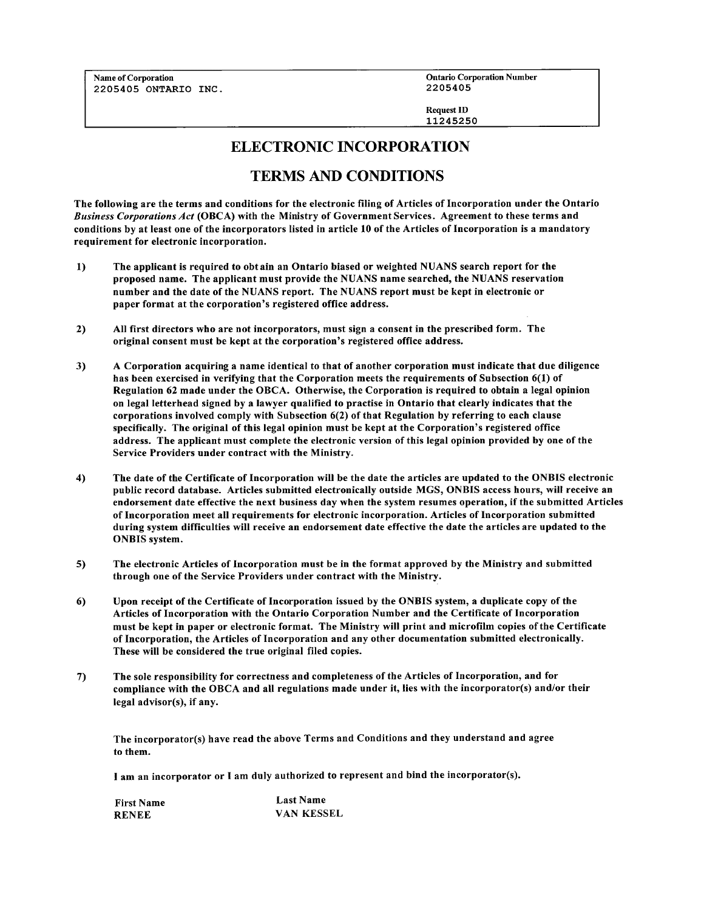| Name of Corporation | Ontario Corporation Number |
|---|---|
| 2205405 ONTARIO INC. | 2205405 |
| | Request ID |
| | 11245250 |

# ELECTRONIC INCORPORATION

# TERMS AND CONDITIONS

**The following are the terms and conditions for the electronic filing of Articles of Incorporation under the Ontario *Business Corporations Act* (OBCA) with the Ministry of Government Services. Agreement to these terms and conditions by at least one of the incorporators listed in article 10 of the Articles of Incorporation is a mandatory requirement for electronic incorporation.**

1) **The applicant is required to obtain an Ontario biased or weighted NUANS search report for the proposed name. The applicant must provide the NUANS name searched, the NUANS reservation number and the date of the NUANS report. The NUANS report must be kept in electronic or paper format at the corporation's registered office address.**

2) **All first directors who are not incorporators, must sign a consent in the prescribed form. The original consent must be kept at the corporation's registered office address.**

3) **A Corporation acquiring a name identical to that of another corporation must indicate that due diligence has been exercised in verifying that the Corporation meets the requirements of Subsection 6(1) of Regulation 62 made under the OBCA. Otherwise, the Corporation is required to obtain a legal opinion on legal letterhead signed by a lawyer qualified to practise in Ontario that clearly indicates that the corporations involved comply with Subsection 6(2) of that Regulation by referring to each clause specifically. The original of this legal opinion must be kept at the Corporation's registered office address. The applicant must complete the electronic version of this legal opinion provided by one of the Service Providers under contract with the Ministry.**

4) **The date of the Certificate of Incorporation will be the date the articles are updated to the ONBIS electronic public record database. Articles submitted electronically outside MGS, ONBIS access hours, will receive an endorsement date effective the next business day when the system resumes operation, if the submitted Articles of Incorporation meet all requirements for electronic incorporation. Articles of Incorporation submitted during system difficulties will receive an endorsement date effective the date the articles are updated to the ONBIS system.**

5) **The electronic Articles of Incorporation must be in the format approved by the Ministry and submitted through one of the Service Providers under contract with the Ministry.**

6) **Upon receipt of the Certificate of Incorporation issued by the ONBIS system, a duplicate copy of the Articles of Incorporation with the Ontario Corporation Number and the Certificate of Incorporation must be kept in paper or electronic format. The Ministry will print and microfilm copies of the Certificate of Incorporation, the Articles of Incorporation and any other documentation submitted electronically. These will be considered the true original filed copies.**

7) **The sole responsibility for correctness and completeness of the Articles of Incorporation, and for compliance with the OBCA and all regulations made under it, lies with the incorporator(s) and/or their legal advisor(s), if any.**

**The incorporator(s) have read the above Terms and Conditions and they understand and agree to them.**

**I am an incorporator or I am duly authorized to represent and bind the incorporator(s).**

| First Name | Last Name |
|---|---|
| RENEE | VAN KESSEL |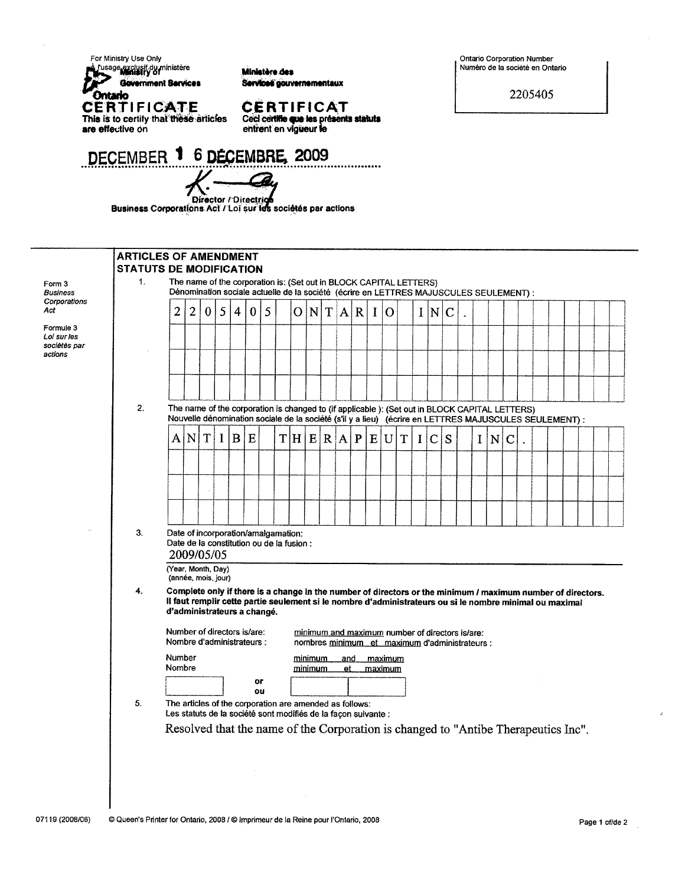For Ministry Use Only
À l'usage exclusif du ministère

Ministry of Government Services
Ministère des Services gouvernementaux

Ontario

Ontario Corporation Number
Numéro de la société en Ontario

2205405

**CERTIFICATE**
This is to certify that these articles are effective on

**CERTIFICAT**
Ceci certifie que les présents statuts entrent en vigueur le

DECEMBER 1 6 DÉCEMBRE, 2009

Director / Directrice
Business Corporations Act / Loi sur les sociétés par actions

Form 3
*Business Corporations Act*

Formule 3
*Loi sur les sociétés par actions*

## ARTICLES OF AMENDMENT
## STATUTS DE MODIFICATION

1. The name of the corporation is: (Set out in BLOCK CAPITAL LETTERS)
Dénomination sociale actuelle de la société (écrire en LETTRES MAJUSCULES SEULEMENT) :

2205405 ONTARIO INC.

2. The name of the corporation is changed to (if applicable ): (Set out in BLOCK CAPITAL LETTERS)
Nouvelle dénomination sociale de la société (s'il y a lieu) (écrire en LETTRES MAJUSCULES SEULEMENT) :

ANTIBE THERAPEUTICS INC.

3. Date of incorporation/amalgamation:
Date de la constitution ou de la fusion :

2009/05/05

(Year, Month, Day)
(année, mois, jour)

4. **Complete only if there is a change in the number of directors or the minimum / maximum number of directors.**
**Il faut remplir cette partie seulement si le nombre d'administrateurs ou si le nombre minimal ou maximal d'administrateurs a changé.**

Number of directors is/are:
Nombre d'administrateurs :

minimum and maximum number of directors is/are:
nombres minimum et maximum d'administrateurs :

Number / Nombre ______ or / ou minimum and maximum / minimum et maximum ______ ______

5. The articles of the corporation are amended as follows:
Les statuts de la société sont modifiés de la façon suivante :

Resolved that the name of the Corporation is changed to "Antibe Therapeutics Inc".

07119 (2008/06) © Queen's Printer for Ontario, 2008 / © Imprimeur de la Reine pour l'Ontario, 2008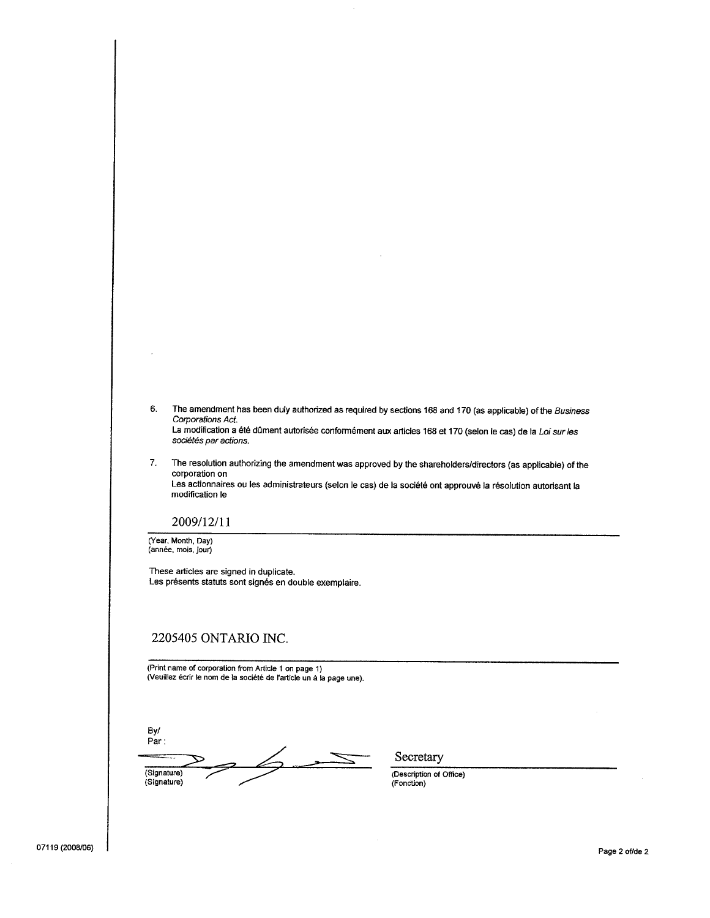6. The amendment has been duly authorized as required by sections 168 and 170 (as applicable) of the *Business Corporations Act*.
   La modification a été dûment autorisée conformément aux articles 168 et 170 (selon le cas) de la *Loi sur les sociétés par actions*.

7. The resolution authorizing the amendment was approved by the shareholders/directors (as applicable) of the corporation on
   Les actionnaires ou les administrateurs (selon le cas) de la société ont approuvé la résolution autorisant la modification le

2009/12/11

(Year, Month, Day)
(année, mois, jour)

These articles are signed in duplicate.
Les présents statuts sont signés en double exemplaire.

2205405 ONTARIO INC.

(Print name of corporation from Article 1 on page 1)
(Veuillez écrir le nom de la société de l'article un à la page une).

By/
Par :

(Signature)
(Signature)

Secretary

(Description of Office)
(Fonction)

07119 (2008/06)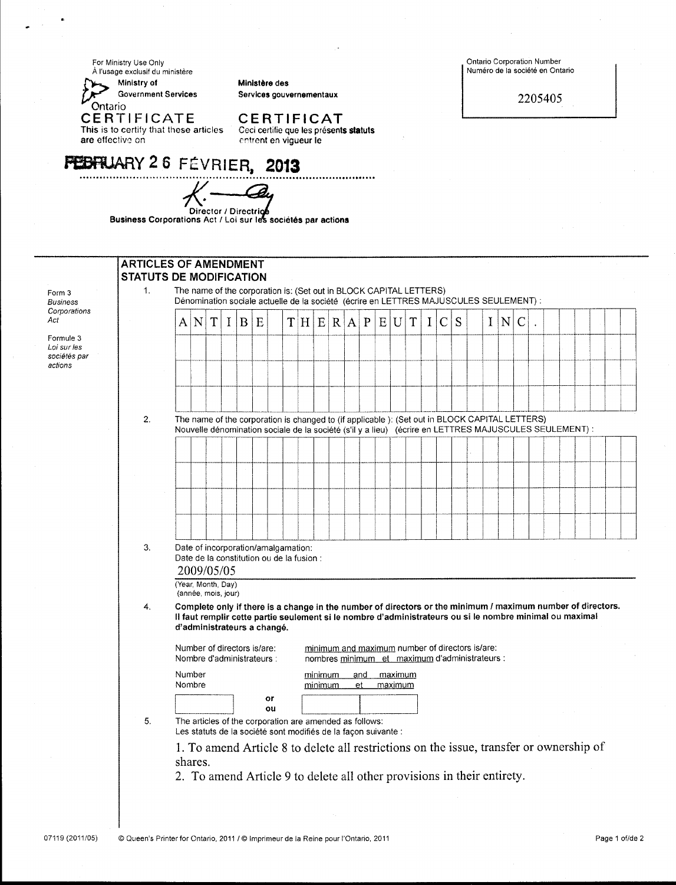For Ministry Use Only
À l'usage exclusif du ministère

Ministry of Government Services | Ministère des Services gouvernementaux

Ontario

Ontario Corporation Number
Numéro de la société en Ontario

2205405

**CERTIFICATE**
This is to certify that these articles are effective on

**CERTIFICAT**
Ceci certifie que les présents statuts entrent en vigueur le

**FEBRUARY 26 FÉVRIER, 2013**

Director / Directrice
Business Corporations Act / Loi sur les sociétés par actions

Form 3
*Business Corporations Act*

Formule 3
*Loi sur les sociétés par actions*

## ARTICLES OF AMENDMENT
## STATUTS DE MODIFICATION

1. The name of the corporation is: (Set out in BLOCK CAPITAL LETTERS)
Dénomination sociale actuelle de la société (écrire en LETTRES MAJUSCULES SEULEMENT) :

ANTIBE THERAPEUTICS INC.

2. The name of the corporation is changed to (if applicable): (Set out in BLOCK CAPITAL LETTERS)
Nouvelle dénomination sociale de la société (s'il y a lieu) (écrire en LETTRES MAJUSCULES SEULEMENT) :

3. Date of incorporation/amalgamation:
Date de la constitution ou de la fusion :

2009/05/05

(Year, Month, Day)
(année, mois, jour)

4. **Complete only if there is a change in the number of directors or the minimum / maximum number of directors.**
**Il faut remplir cette partie seulement si le nombre d'administrateurs ou si le nombre minimal ou maximal d'administrateurs a changé.**

Number of directors is/are: / Nombre d'administrateurs :

<u>minimum and maximum</u> number of directors is/are: / nombres <u>minimum et maximum</u> d'administrateurs :

Number / Nombre ______ or / ou <u>minimum and maximum</u> / <u>minimum et maximum</u> ______ ______

5. The articles of the corporation are amended as follows:
Les statuts de la société sont modifiés de la façon suivante :

1. To amend Article 8 to delete all restrictions on the issue, transfer or ownership of shares.
2. To amend Article 9 to delete all other provisions in their entirety.

07119 (2011/05) © Queen's Printer for Ontario, 2011 / © Imprimeur de la Reine pour l'Ontario, 2011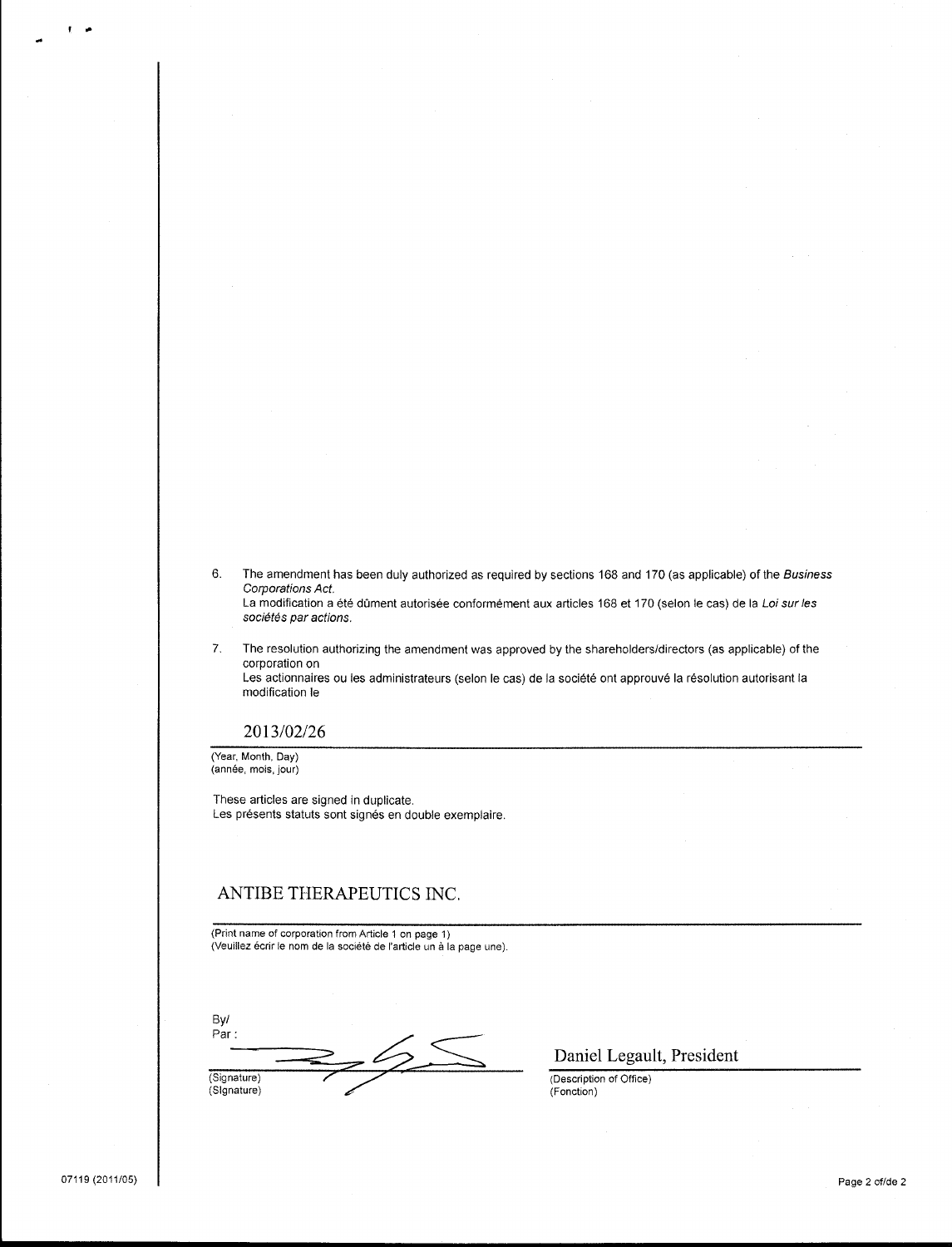6. The amendment has been duly authorized as required by sections 168 and 170 (as applicable) of the *Business Corporations Act*.
   La modification a été dûment autorisée conformément aux articles 168 et 170 (selon le cas) de la *Loi sur les sociétés par actions*.

7. The resolution authorizing the amendment was approved by the shareholders/directors (as applicable) of the corporation on
   Les actionnaires ou les administrateurs (selon le cas) de la société ont approuvé la résolution autorisant la modification le

2013/02/26

(Year, Month, Day)
(année, mois, jour)

These articles are signed in duplicate.
Les présents statuts sont signés en double exemplaire.

ANTIBE THERAPEUTICS INC.

(Print name of corporation from Article 1 on page 1)
(Veuillez écrir le nom de la société de l'article un à la page une).

By/
Par :

(Signature)
(Signature)

Daniel Legault, President

(Description of Office)
(Fonction)

07119 (2011/05)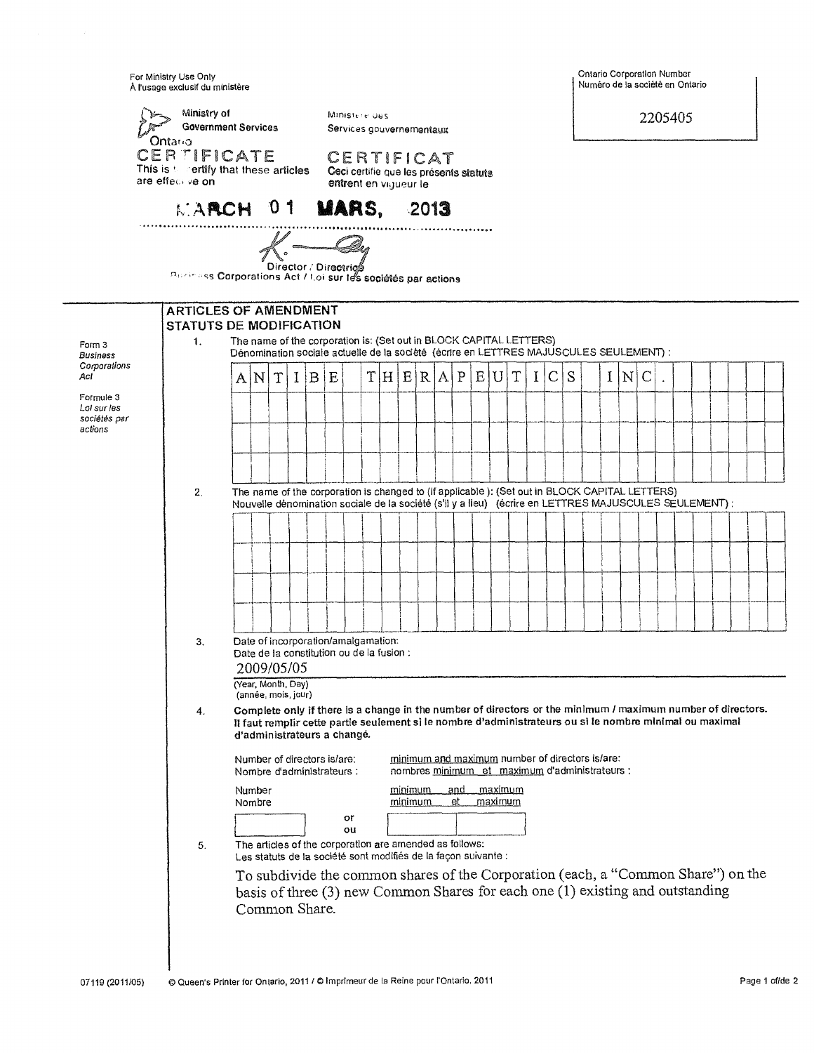For Ministry Use Only
À l'usage exclusif du ministère

Ontario Corporation Number
Numéro de la société en Ontario

2205405

Ministry of Government Services
Ontario

Ministère des Services gouvernementaux

**CERTIFICATE**
This is to certify that these articles are effective on

**CERTIFICAT**
Ceci certifie que les présents statuts entrent en vigueur le

**MARCH 01 MARS, 2013**

Director / Directrice
Business Corporations Act / Loi sur les sociétés par actions

## ARTICLES OF AMENDMENT
## STATUTS DE MODIFICATION

Form 3
*Business Corporations Act*

Formule 3
*Loi sur les sociétés par actions*

1. The name of the corporation is: (Set out in BLOCK CAPITAL LETTERS)
Dénomination sociale actuelle de la société (écrire en LETTRES MAJUSCULES SEULEMENT) :

ANTIBE THERAPEUTICS INC.

2. The name of the corporation is changed to (if applicable): (Set out in BLOCK CAPITAL LETTERS)
Nouvelle dénomination sociale de la société (s'il y a lieu) (écrire en LETTRES MAJUSCULES SEULEMENT) :

3. Date of incorporation/amalgamation:
Date de la constitution ou de la fusion :

2009/05/05
(Year, Month, Day)
(année, mois, jour)

4. **Complete only if there is a change in the number of directors or the minimum / maximum number of directors.**
**Il faut remplir cette partie seulement si le nombre d'administrateurs ou si le nombre minimal ou maximal d'administrateurs a changé.**

Number of directors is/are:
Nombre d'administrateurs :

minimum and maximum number of directors is/are:
nombres minimum et maximum d'administrateurs :

Number / Nombre ______ or / ou minimum and maximum / minimum et maximum ______ ______

5. The articles of the corporation are amended as follows:
Les statuts de la société sont modifiés de la façon suivante :

To subdivide the common shares of the Corporation (each, a "Common Share") on the basis of three (3) new Common Shares for each one (1) existing and outstanding Common Share.

07119 (2011/05) © Queen's Printer for Ontario, 2011 / © Imprimeur de la Reine pour l'Ontario, 2011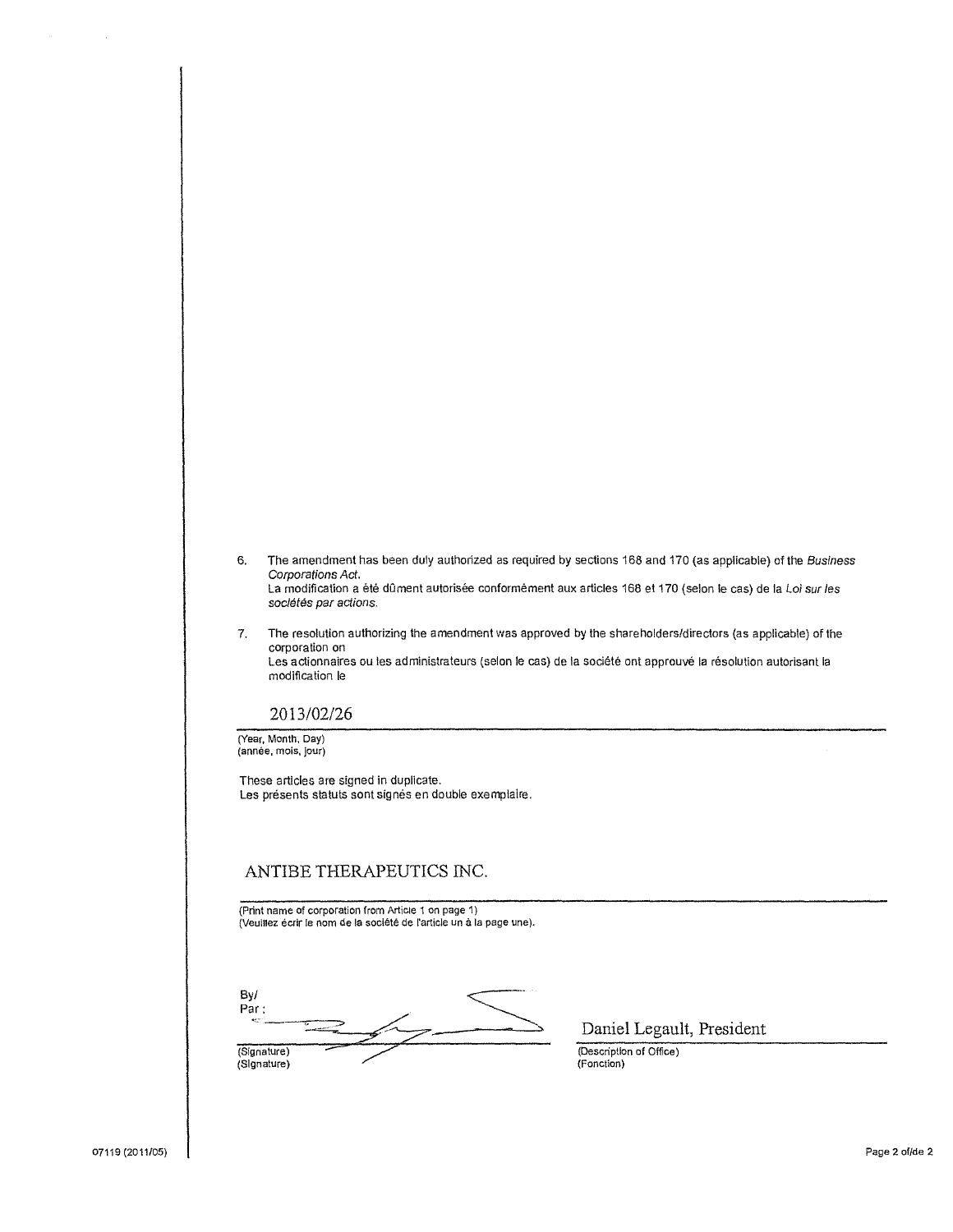6. The amendment has been duly authorized as required by sections 168 and 170 (as applicable) of the *Business Corporations Act*.
   La modification a été dûment autorisée conformément aux articles 168 et 170 (selon le cas) de la *Loi sur les sociétés par actions*.

7. The resolution authorizing the amendment was approved by the shareholders/directors (as applicable) of the corporation on
   Les actionnaires ou les administrateurs (selon le cas) de la société ont approuvé la résolution autorisant la modification le

2013/02/26

(Year, Month, Day)
(année, mois, jour)

These articles are signed in duplicate.
Les présents statuts sont signés en double exemplaire.

ANTIBE THERAPEUTICS INC.

(Print name of corporation from Article 1 on page 1)
(Veuillez écrir le nom de la société de l'article un à la page une).

By/
Par :

(Signature)
(Signature)

Daniel Legault, President

(Description of Office)
(Fonction)

07119 (2011/05)